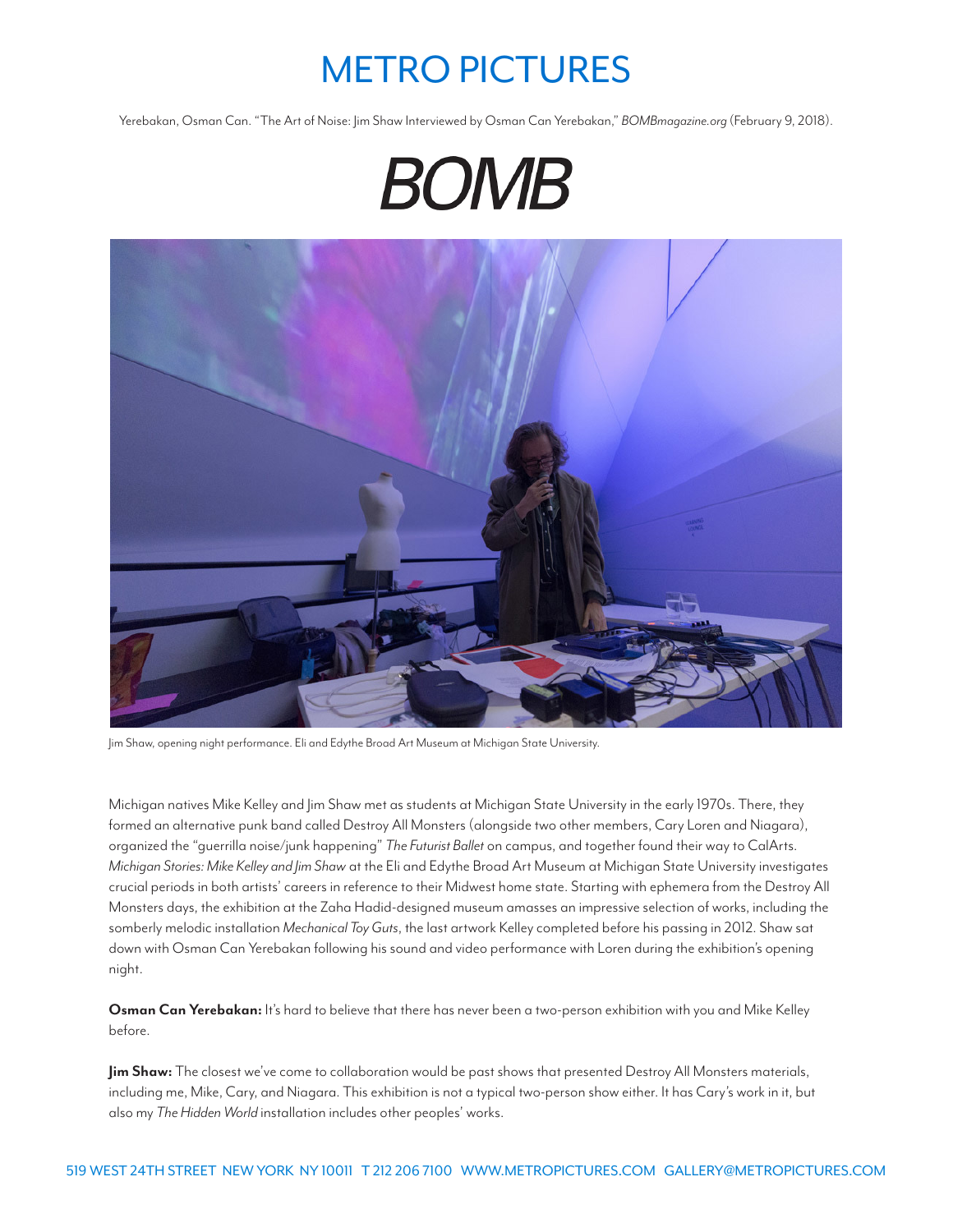# METRO PICTURES

Yerebakan, Osman Can. "The Art of Noise: Jim Shaw Interviewed by Osman Can Yerebakan," *BOMBmagazine.org* (February 9, 2018).

# BOMB

Jim Shaw, opening night performance. Eli and Edythe Broad Art Museum at Michigan State University.

Michigan natives Mike Kelley and Jim Shaw met as students at Michigan State University in the early 1970s. There, they formed an alternative punk band called Destroy All Monsters (alongside two other members, Cary Loren and Niagara), organized the "guerrilla noise/junk happening" *The Futurist Ballet* on campus, and together found their way to CalArts. *Michigan Stories: Mike Kelley and Jim Shaw* at the Eli and Edythe Broad Art Museum at Michigan State University investigates crucial periods in both artists' careers in reference to their Midwest home state. Starting with ephemera from the Destroy All Monsters days, the exhibition at the Zaha Hadid-designed museum amasses an impressive selection of works, including the somberly melodic installation *Mechanical Toy Guts*, the last artwork Kelley completed before his passing in 2012. Shaw sat down with Osman Can Yerebakan following his sound and video performance with Loren during the exhibition's opening night.

**Osman Can Yerebakan:** It's hard to believe that there has never been a two-person exhibition with you and Mike Kelley before.

**Jim Shaw:** The closest we've come to collaboration would be past shows that presented Destroy All Monsters materials, including me, Mike, Cary, and Niagara. This exhibition is not a typical two-person show either. It has Cary's work in it, but also my *The Hidden World* installation includes other peoples' works.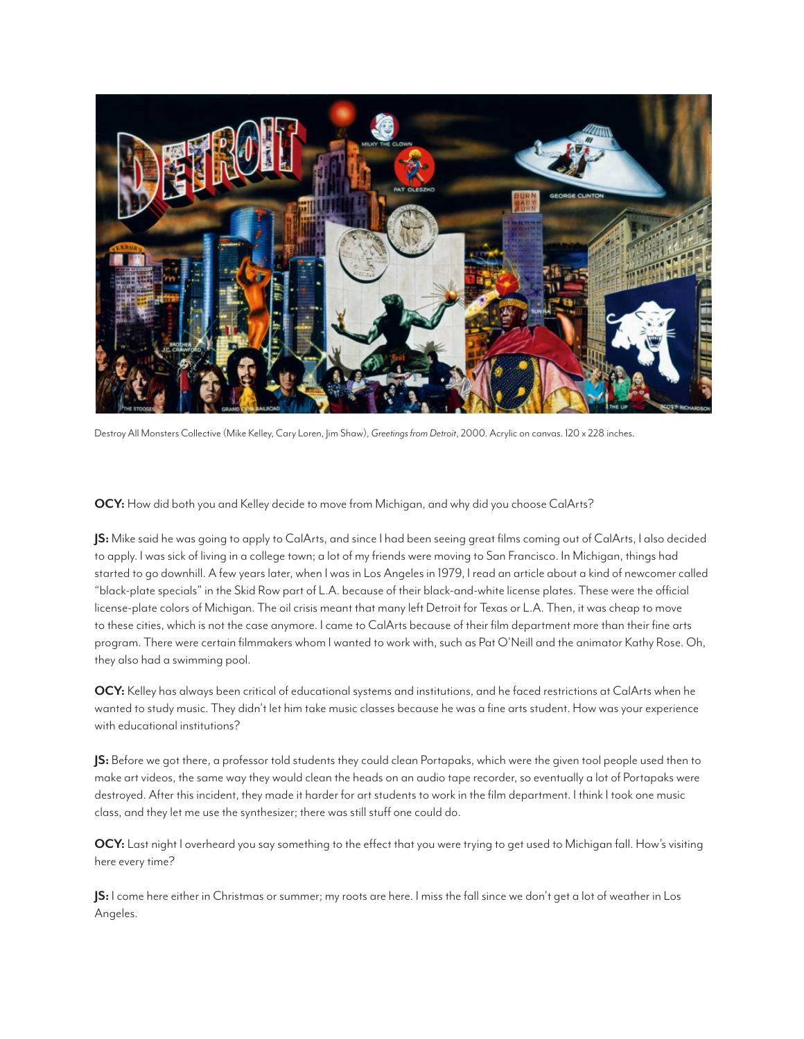Destroy All Monsters Collective (Mike Kelley, Cary Loren, Jim Shaw), *Greetings from Detroit*, 2000. Acrylic on canvas. 120 x 228 inches.

**OCY:** How did both you and Kelley decide to move from Michigan, and why did you choose CalArts?

**JS:** Mike said he was going to apply to CalArts, and since I had been seeing great films coming out of CalArts, I also decided to apply. I was sick of living in a college town; a lot of my friends were moving to San Francisco. In Michigan, things had started to go downhill. A few years later, when I was in Los Angeles in 1979, I read an article about a kind of newcomer called "black-plate specials" in the Skid Row part of L.A. because of their black-and-white license plates. These were the official license-plate colors of Michigan. The oil crisis meant that many left Detroit for Texas or L.A. Then, it was cheap to move to these cities, which is not the case anymore. I came to CalArts because of their film department more than their fine arts program. There were certain filmmakers whom I wanted to work with, such as Pat O'Neill and the animator Kathy Rose. Oh, they also had a swimming pool.

**OCY:** Kelley has always been critical of educational systems and institutions, and he faced restrictions at CalArts when he wanted to study music. They didn't let him take music classes because he was a fine arts student. How was your experience with educational institutions?

**JS:** Before we got there, a professor told students they could clean Portapaks, which were the given tool people used then to make art videos, the same way they would clean the heads on an audio tape recorder, so eventually a lot of Portapaks were destroyed. After this incident, they made it harder for art students to work in the film department. I think I took one music class, and they let me use the synthesizer; there was still stuff one could do.

**OCY:** Last night I overheard you say something to the effect that you were trying to get used to Michigan fall. How's visiting here every time?

**JS:** I come here either in Christmas or summer; my roots are here. I miss the fall since we don't get a lot of weather in Los Angeles.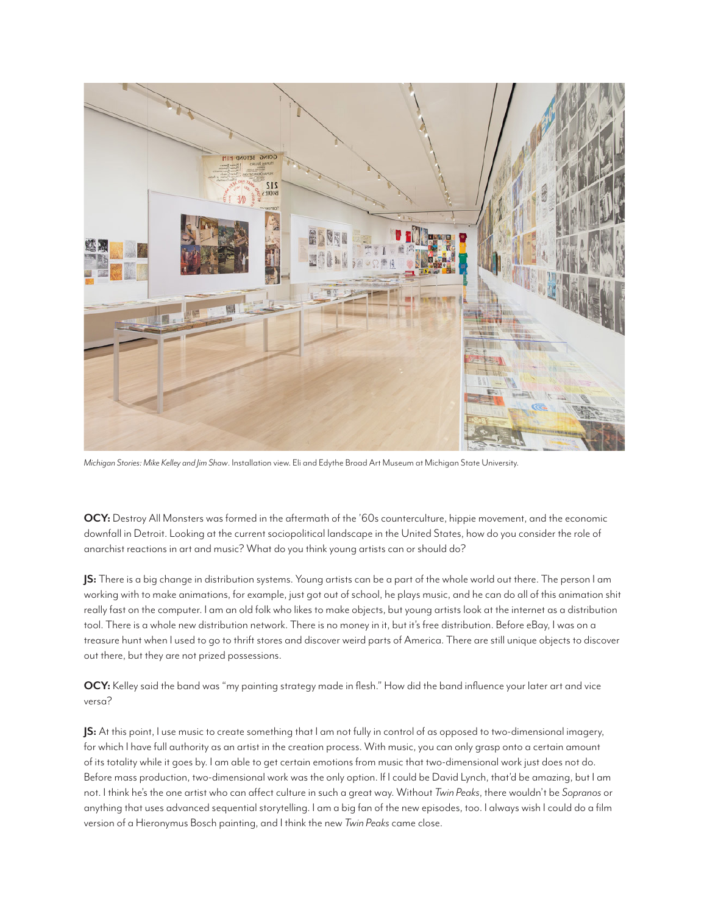*Michigan Stories: Mike Kelley and Jim Shaw*. Installation view. Eli and Edythe Broad Art Museum at Michigan State University.

**OCY:** Destroy All Monsters was formed in the aftermath of the '60s counterculture, hippie movement, and the economic downfall in Detroit. Looking at the current sociopolitical landscape in the United States, how do you consider the role of anarchist reactions in art and music? What do you think young artists can or should do?

**JS:** There is a big change in distribution systems. Young artists can be a part of the whole world out there. The person I am working with to make animations, for example, just got out of school, he plays music, and he can do all of this animation shit really fast on the computer. I am an old folk who likes to make objects, but young artists look at the internet as a distribution tool. There is a whole new distribution network. There is no money in it, but it's free distribution. Before eBay, I was on a treasure hunt when I used to go to thrift stores and discover weird parts of America. There are still unique objects to discover out there, but they are not prized possessions.

**OCY:** Kelley said the band was "my painting strategy made in flesh." How did the band influence your later art and vice versa?

**JS:** At this point, I use music to create something that I am not fully in control of as opposed to two-dimensional imagery, for which I have full authority as an artist in the creation process. With music, you can only grasp onto a certain amount of its totality while it goes by. I am able to get certain emotions from music that two-dimensional work just does not do. Before mass production, two-dimensional work was the only option. If I could be David Lynch, that'd be amazing, but I am not. I think he's the one artist who can affect culture in such a great way. Without *Twin Peaks*, there wouldn't be *Sopranos* or anything that uses advanced sequential storytelling. I am a big fan of the new episodes, too. I always wish I could do a film version of a Hieronymus Bosch painting, and I think the new *Twin Peaks* came close.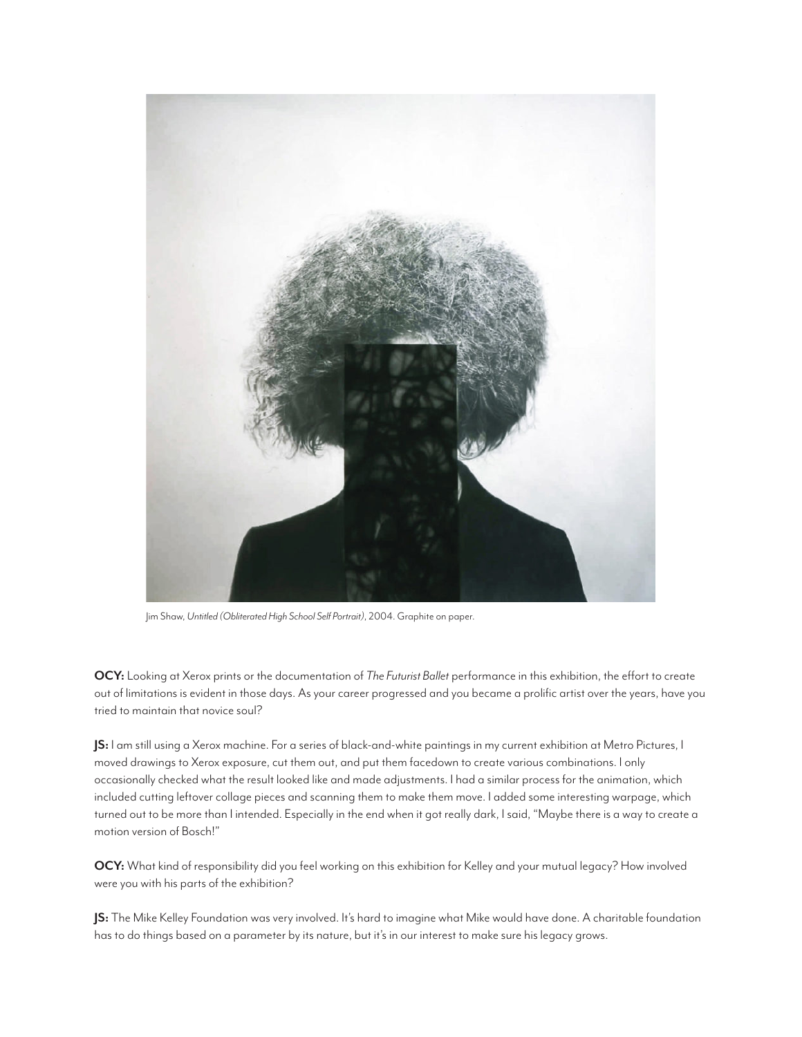Jim Shaw, *Untitled (Obliterated High School Self Portrait)*, 2004. Graphite on paper.

**OCY:** Looking at Xerox prints or the documentation of *The Futurist Ballet* performance in this exhibition, the effort to create out of limitations is evident in those days. As your career progressed and you became a prolific artist over the years, have you tried to maintain that novice soul?

**JS:** I am still using a Xerox machine. For a series of black-and-white paintings in my current exhibition at Metro Pictures, I moved drawings to Xerox exposure, cut them out, and put them facedown to create various combinations. I only occasionally checked what the result looked like and made adjustments. I had a similar process for the animation, which included cutting leftover collage pieces and scanning them to make them move. I added some interesting warpage, which turned out to be more than I intended. Especially in the end when it got really dark, I said, "Maybe there is a way to create a motion version of Bosch!"

**OCY:** What kind of responsibility did you feel working on this exhibition for Kelley and your mutual legacy? How involved were you with his parts of the exhibition?

**JS:** The Mike Kelley Foundation was very involved. It's hard to imagine what Mike would have done. A charitable foundation has to do things based on a parameter by its nature, but it's in our interest to make sure his legacy grows.